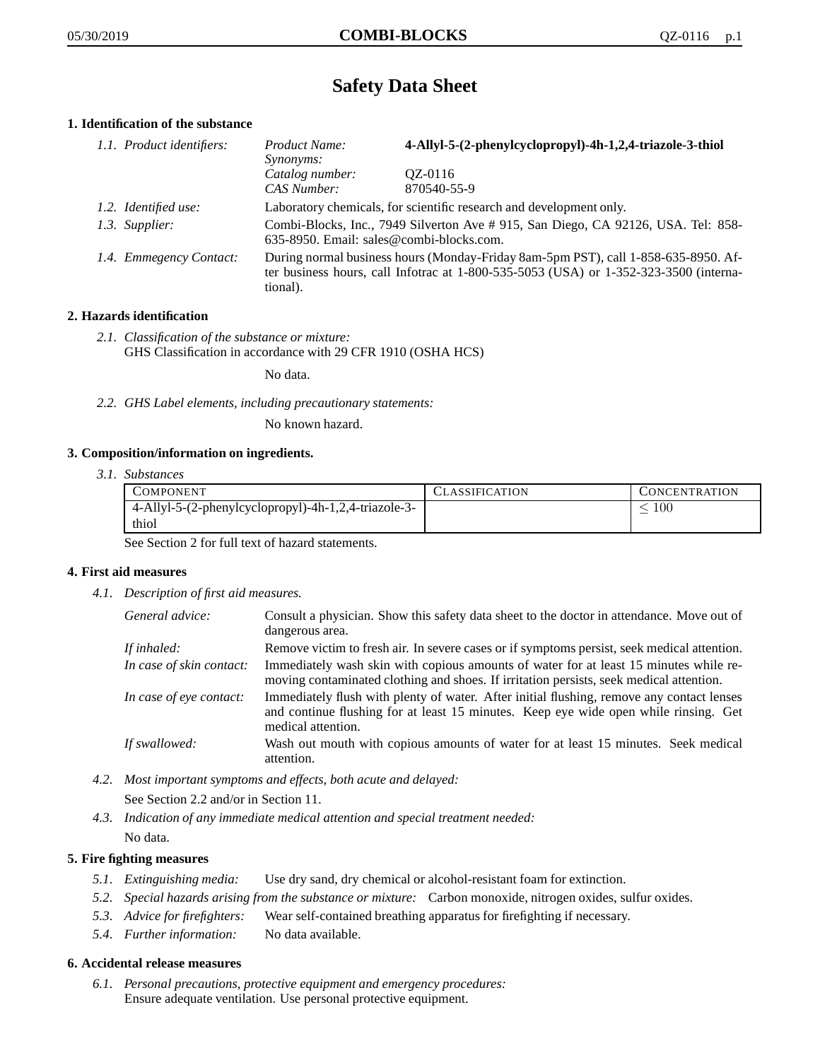# Safety Data Sheet

## 1. Identification of the substance

*1.1. Product identifiers:*

| | |
|---|---|
| *Product Name:* | **4-Allyl-5-(2-phenylcyclopropyl)-4h-1,2,4-triazole-3-thiol** |
| *Synonyms:* | |
| *Catalog number:* | QZ-0116 |
| *CAS Number:* | 870540-55-9 |

*1.2. Identified use:* Laboratory chemicals, for scientific research and development only.

*1.3. Supplier:* Combi-Blocks, Inc., 7949 Silverton Ave # 915, San Diego, CA 92126, USA. Tel: 858-635-8950. Email: sales@combi-blocks.com.

*1.4. Emmegency Contact:* During normal business hours (Monday-Friday 8am-5pm PST), call 1-858-635-8950. After business hours, call Infotrac at 1-800-535-5053 (USA) or 1-352-323-3500 (international).

## 2. Hazards identification

*2.1. Classification of the substance or mixture:*
GHS Classification in accordance with 29 CFR 1910 (OSHA HCS)

No data.

*2.2. GHS Label elements, including precautionary statements:*

No known hazard.

## 3. Composition/information on ingredients.

*3.1. Substances*

| COMPONENT | CLASSIFICATION | CONCENTRATION |
|---|---|---|
| 4-Allyl-5-(2-phenylcyclopropyl)-4h-1,2,4-triazole-3-thiol | | $\leq 100$ |

See Section 2 for full text of hazard statements.

## 4. First aid measures

*4.1. Description of first aid measures.*

*General advice:* Consult a physician. Show this safety data sheet to the doctor in attendance. Move out of dangerous area.

*If inhaled:* Remove victim to fresh air. In severe cases or if symptoms persist, seek medical attention.

*In case of skin contact:* Immediately wash skin with copious amounts of water for at least 15 minutes while removing contaminated clothing and shoes. If irritation persists, seek medical attention.

*In case of eye contact:* Immediately flush with plenty of water. After initial flushing, remove any contact lenses and continue flushing for at least 15 minutes. Keep eye wide open while rinsing. Get medical attention.

*If swallowed:* Wash out mouth with copious amounts of water for at least 15 minutes. Seek medical attention.

*4.2. Most important symptoms and effects, both acute and delayed:*
See Section 2.2 and/or in Section 11.

*4.3. Indication of any immediate medical attention and special treatment needed:*
No data.

## 5. Fire fighting measures

*5.1. Extinguishing media:* Use dry sand, dry chemical or alcohol-resistant foam for extinction.

*5.2. Special hazards arising from the substance or mixture:* Carbon monoxide, nitrogen oxides, sulfur oxides.

*5.3. Advice for firefighters:* Wear self-contained breathing apparatus for firefighting if necessary.

*5.4. Further information:* No data available.

## 6. Accidental release measures

*6.1. Personal precautions, protective equipment and emergency procedures:*
Ensure adequate ventilation. Use personal protective equipment.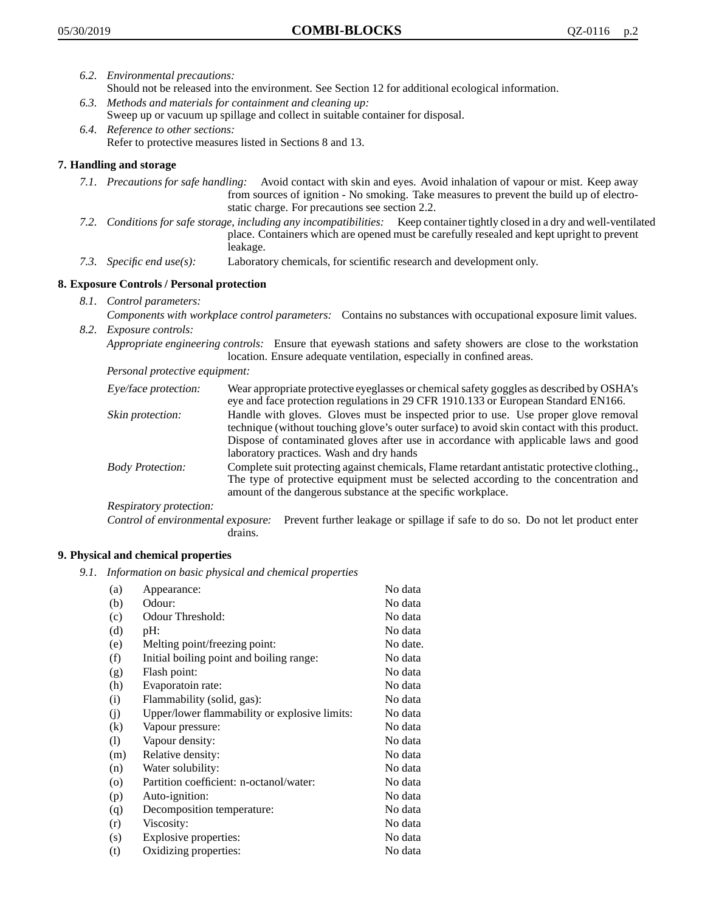6.2. *Environmental precautions:*
Should not be released into the environment. See Section 12 for additional ecological information.

6.3. *Methods and materials for containment and cleaning up:*
Sweep up or vacuum up spillage and collect in suitable container for disposal.

6.4. *Reference to other sections:*
Refer to protective measures listed in Sections 8 and 13.

## 7. Handling and storage

7.1. *Precautions for safe handling:* Avoid contact with skin and eyes. Avoid inhalation of vapour or mist. Keep away from sources of ignition - No smoking. Take measures to prevent the build up of electrostatic charge. For precautions see section 2.2.

7.2. *Conditions for safe storage, including any incompatibilities:* Keep container tightly closed in a dry and well-ventilated place. Containers which are opened must be carefully resealed and kept upright to prevent leakage.

7.3. *Specific end use(s):* Laboratory chemicals, for scientific research and development only.

## 8. Exposure Controls / Personal protection

8.1. *Control parameters:*
*Components with workplace control parameters:* Contains no substances with occupational exposure limit values.

8.2. *Exposure controls:*
*Appropriate engineering controls:* Ensure that eyewash stations and safety showers are close to the workstation location. Ensure adequate ventilation, especially in confined areas.

*Personal protective equipment:*

*Eye/face protection:* Wear appropriate protective eyeglasses or chemical safety goggles as described by OSHA's eye and face protection regulations in 29 CFR 1910.133 or European Standard EN166.

*Skin protection:* Handle with gloves. Gloves must be inspected prior to use. Use proper glove removal technique (without touching glove's outer surface) to avoid skin contact with this product. Dispose of contaminated gloves after use in accordance with applicable laws and good laboratory practices. Wash and dry hands

*Body Protection:* Complete suit protecting against chemicals, Flame retardant antistatic protective clothing., The type of protective equipment must be selected according to the concentration and amount of the dangerous substance at the specific workplace.

*Respiratory protection:*

*Control of environmental exposure:* Prevent further leakage or spillage if safe to do so. Do not let product enter drains.

## 9. Physical and chemical properties

9.1. *Information on basic physical and chemical properties*

| | | |
|---|---|---|
| (a) | Appearance: | No data |
| (b) | Odour: | No data |
| (c) | Odour Threshold: | No data |
| (d) | pH: | No data |
| (e) | Melting point/freezing point: | No date. |
| (f) | Initial boiling point and boiling range: | No data |
| (g) | Flash point: | No data |
| (h) | Evaporatoin rate: | No data |
| (i) | Flammability (solid, gas): | No data |
| (j) | Upper/lower flammability or explosive limits: | No data |
| (k) | Vapour pressure: | No data |
| (l) | Vapour density: | No data |
| (m) | Relative density: | No data |
| (n) | Water solubility: | No data |
| (o) | Partition coefficient: n-octanol/water: | No data |
| (p) | Auto-ignition: | No data |
| (q) | Decomposition temperature: | No data |
| (r) | Viscosity: | No data |
| (s) | Explosive properties: | No data |
| (t) | Oxidizing properties: | No data |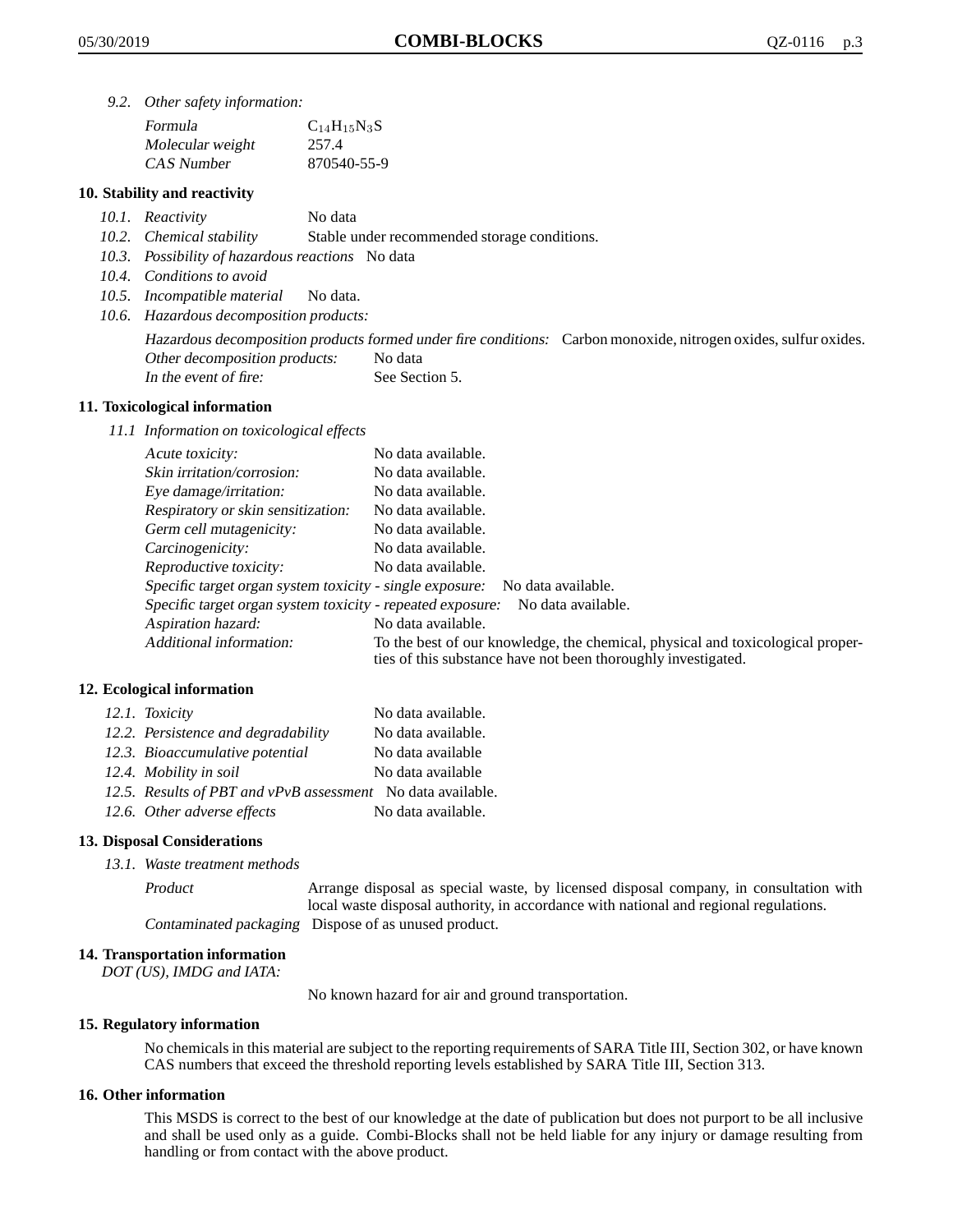*9.2. Other safety information:*

| | |
|---|---|
| *Formula* | $C_{14}H_{15}N_3S$ |
| *Molecular weight* | 257.4 |
| *CAS Number* | 870540-55-9 |

## 10. Stability and reactivity

*10.1. Reactivity* No data

*10.2. Chemical stability* Stable under recommended storage conditions.

*10.3. Possibility of hazardous reactions* No data

*10.4. Conditions to avoid*

*10.5. Incompatible material* No data.

*10.6. Hazardous decomposition products:*

*Hazardous decomposition products formed under fire conditions:* Carbon monoxide, nitrogen oxides, sulfur oxides.

*Other decomposition products:* No data

*In the event of fire:* See Section 5.

## 11. Toxicological information

*11.1 Information on toxicological effects*

*Acute toxicity:* No data available.

*Skin irritation/corrosion:* No data available.

*Eye damage/irritation:* No data available.

*Respiratory or skin sensitization:* No data available.

*Germ cell mutagenicity:* No data available.

*Carcinogenicity:* No data available.

*Reproductive toxicity:* No data available.

*Specific target organ system toxicity - single exposure:* No data available.

*Specific target organ system toxicity - repeated exposure:* No data available.

*Aspiration hazard:* No data available.

*Additional information:* To the best of our knowledge, the chemical, physical and toxicological properties of this substance have not been thoroughly investigated.

## 12. Ecological information

*12.1. Toxicity* No data available.

*12.2. Persistence and degradability* No data available.

*12.3. Bioaccumulative potential* No data available

*12.4. Mobility in soil* No data available

*12.5. Results of PBT and vPvB assessment* No data available.

*12.6. Other adverse effects* No data available.

## 13. Disposal Considerations

*13.1. Waste treatment methods*

*Product* Arrange disposal as special waste, by licensed disposal company, in consultation with local waste disposal authority, in accordance with national and regional regulations.

*Contaminated packaging* Dispose of as unused product.

## 14. Transportation information

*DOT (US), IMDG and IATA:*

No known hazard for air and ground transportation.

## 15. Regulatory information

No chemicals in this material are subject to the reporting requirements of SARA Title III, Section 302, or have known CAS numbers that exceed the threshold reporting levels established by SARA Title III, Section 313.

## 16. Other information

This MSDS is correct to the best of our knowledge at the date of publication but does not purport to be all inclusive and shall be used only as a guide. Combi-Blocks shall not be held liable for any injury or damage resulting from handling or from contact with the above product.